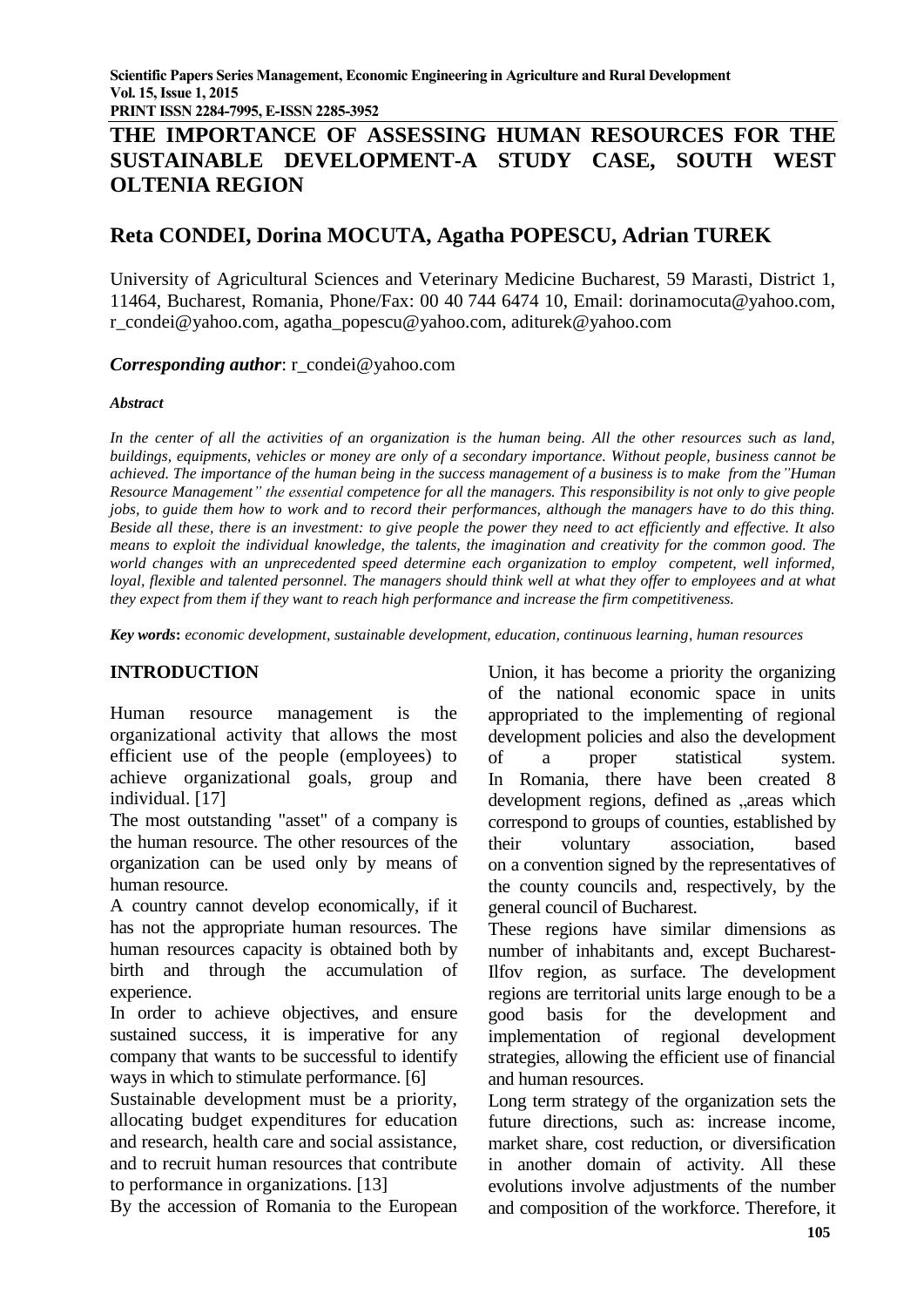# THE IMPORTANCE OF ASSESSING HUMAN RESOURCES FOR THE SUSTAINABLE DEVELOPMENT-A STUDY CASE, SOUTH WEST OLTENIA REGION

## Reta CONDEI, Dorina MOCUTA, Agatha POPESCU, Adrian TUREK

University of Agricultural Sciences and Veterinary Medicine Bucharest, 59 Marasti, District 1, 11464, Bucharest, Romania, Phone/Fax: 00 40 744 6474 10, Email: dorinamocuta@yahoo.com, r_condei@yahoo.com, agatha_popescu@yahoo.com, adjturek@yahoo.com

***Corresponding author***: r_condei@yahoo.com

***Abstract***

*In the center of all the activities of an organization is the human being. All the other resources such as land, buildings, equipments, vehicles or money are only of a secondary importance. Without people, business cannot be achieved. The importance of the human being in the success management of a business is to make from the"Human Resource Management" the essential competence for all the managers. This responsibility is not only to give people jobs, to guide them how to work and to record their performances, although the managers have to do this thing. Beside all these, there is an investment: to give people the power they need to act efficiently and effective. It also means to exploit the individual knowledge, the talents, the imagination and creativity for the common good. The world changes with an unprecedented speed determine each organization to employ competent, well informed, loyal, flexible and talented personnel. The managers should think well at what they offer to employees and at what they expect from them if they want to reach high performance and increase the firm competitiveness.*

***Key words***: *economic development, sustainable development, education, continuous learning, human resources*

## INTRODUCTION

Human resource management is the organizational activity that allows the most efficient use of the people (employees) to achieve organizational goals, group and individual. [17]

The most outstanding "asset" of a company is the human resource. The other resources of the organization can be used only by means of human resource.

A country cannot develop economically, if it has not the appropriate human resources. The human resources capacity is obtained both by birth and through the accumulation of experience.

In order to achieve objectives, and ensure sustained success, it is imperative for any company that wants to be successful to identify ways in which to stimulate performance. [6]

Sustainable development must be a priority, allocating budget expenditures for education and research, health care and social assistance, and to recruit human resources that contribute to performance in organizations. [13]

By the accession of Romania to the European Union, it has become a priority the organizing of the national economic space in units appropriated to the implementing of regional development policies and also the development of a proper statistical system. In Romania, there have been created 8 development regions, defined as „areas which correspond to groups of counties, established by their voluntary association, based on a convention signed by the representatives of the county councils and, respectively, by the general council of Bucharest.

These regions have similar dimensions as number of inhabitants and, except Bucharest-Ilfov region, as surface. The development regions are territorial units large enough to be a good basis for the development and implementation of regional development strategies, allowing the efficient use of financial and human resources.

Long term strategy of the organization sets the future directions, such as: increase income, market share, cost reduction, or diversification in another domain of activity. All these evolutions involve adjustments of the number and composition of the workforce. Therefore, it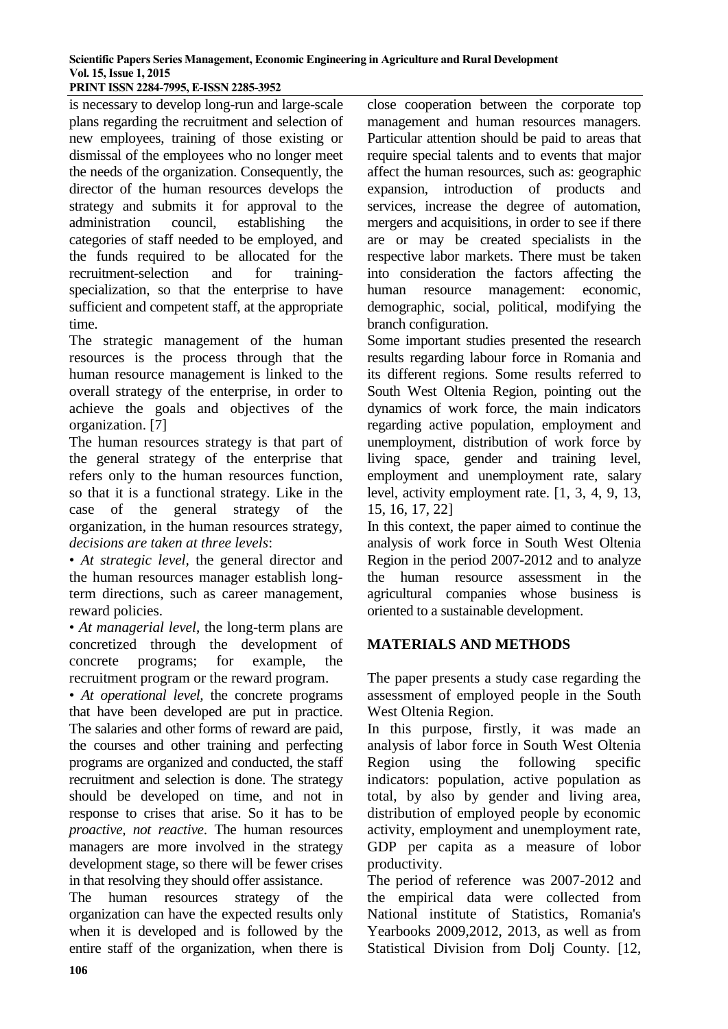is necessary to develop long-run and large-scale plans regarding the recruitment and selection of new employees, training of those existing or dismissal of the employees who no longer meet the needs of the organization. Consequently, the director of the human resources develops the strategy and submits it for approval to the administration council, establishing the categories of staff needed to be employed, and the funds required to be allocated for the recruitment-selection and for training-specialization, so that the enterprise to have sufficient and competent staff, at the appropriate time.

The strategic management of the human resources is the process through that the human resource management is linked to the overall strategy of the enterprise, in order to achieve the goals and objectives of the organization. [7]

The human resources strategy is that part of the general strategy of the enterprise that refers only to the human resources function, so that it is a functional strategy. Like in the case of the general strategy of the organization, in the human resources strategy, *decisions are taken at three levels*:

• *At strategic level,* the general director and the human resources manager establish long-term directions, such as career management, reward policies.

• *At managerial level*, the long-term plans are concretized through the development of concrete programs; for example, the recruitment program or the reward program.

• *At operational level,* the concrete programs that have been developed are put in practice. The salaries and other forms of reward are paid, the courses and other training and perfecting programs are organized and conducted, the staff recruitment and selection is done. The strategy should be developed on time, and not in response to crises that arise. So it has to be *proactive, not reactive*. The human resources managers are more involved in the strategy development stage, so there will be fewer crises in that resolving they should offer assistance.

The human resources strategy of the organization can have the expected results only when it is developed and is followed by the entire staff of the organization, when there is close cooperation between the corporate top management and human resources managers. Particular attention should be paid to areas that require special talents and to events that major affect the human resources, such as: geographic expansion, introduction of products and services, increase the degree of automation, mergers and acquisitions, in order to see if there are or may be created specialists in the respective labor markets. There must be taken into consideration the factors affecting the human resource management: economic, demographic, social, political, modifying the branch configuration.

Some important studies presented the research results regarding labour force in Romania and its different regions. Some results referred to South West Oltenia Region, pointing out the dynamics of work force, the main indicators regarding active population, employment and unemployment, distribution of work force by living space, gender and training level, employment and unemployment rate, salary level, activity employment rate. [1, 3, 4, 9, 13, 15, 16, 17, 22]

In this context, the paper aimed to continue the analysis of work force in South West Oltenia Region in the period 2007-2012 and to analyze the human resource assessment in the agricultural companies whose business is oriented to a sustainable development.

## MATERIALS AND METHODS

The paper presents a study case regarding the assessment of employed people in the South West Oltenia Region.

In this purpose, firstly, it was made an analysis of labor force in South West Oltenia Region using the following specific indicators: population, active population as total, by also by gender and living area, distribution of employed people by economic activity, employment and unemployment rate, GDP per capita as a measure of lobor productivity.

The period of reference was 2007-2012 and the empirical data were collected from National institute of Statistics, Romania's Yearbooks 2009,2012, 2013, as well as from Statistical Division from Dolj County. [12,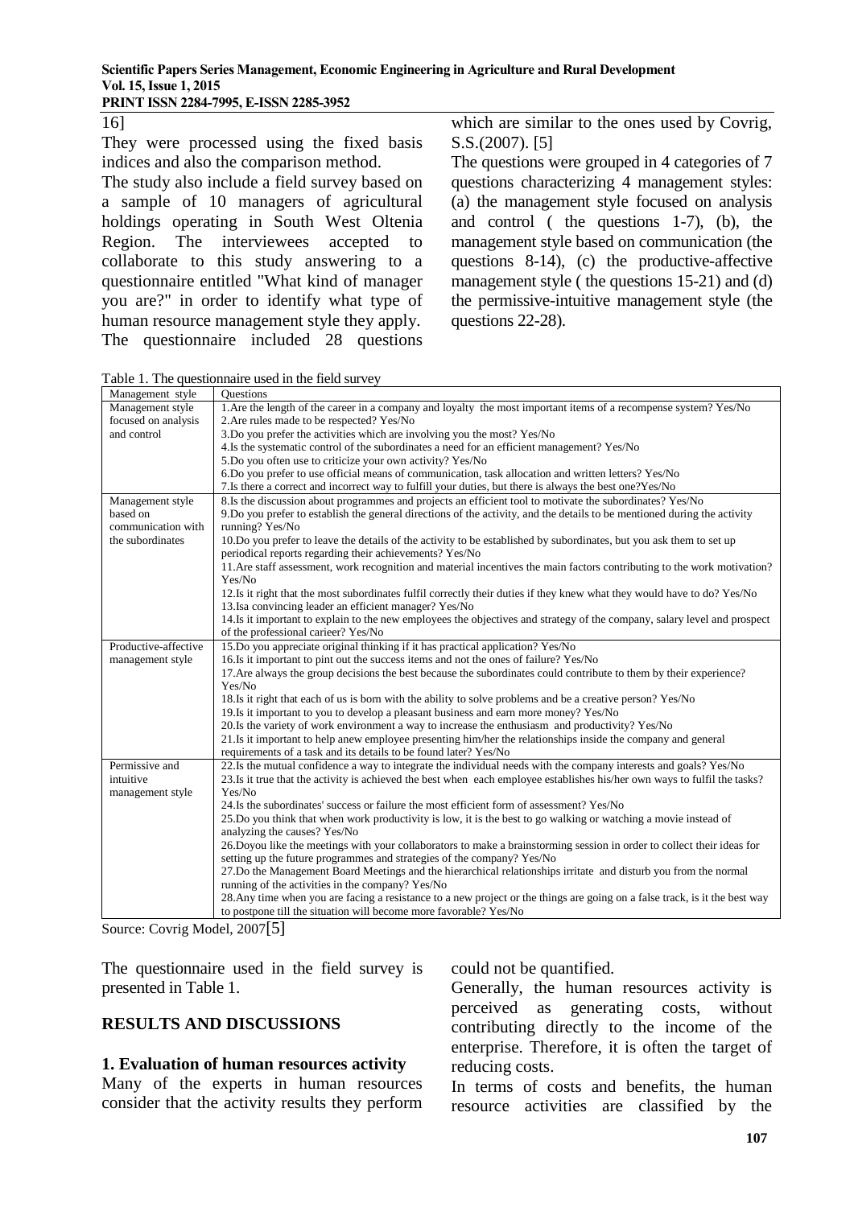16]

They were processed using the fixed basis indices and also the comparison method.

The study also include a field survey based on a sample of 10 managers of agricultural holdings operating in South West Oltenia Region. The interviewees accepted to collaborate to this study answering to a questionnaire entitled "What kind of manager you are?" in order to identify what type of human resource management style they apply. The questionnaire included 28 questions which are similar to the ones used by Covrig, S.S.(2007). [5]

The questions were grouped in 4 categories of 7 questions characterizing 4 management styles: (a) the management style focused on analysis and control ( the questions 1-7), (b), the management style based on communication (the questions 8-14), (c) the productive-affective management style ( the questions 15-21) and (d) the permissive-intuitive management style (the questions 22-28).

Table 1. The questionnaire used in the field survey

| Management style | Questions |
|---|---|
| Management style focused on analysis and control | 1.Are the length of the career in a company and loyalty the most important items of a recompense system? Yes/No<br>2.Are rules made to be respected? Yes/No<br>3.Do you prefer the activities which are involving you the most? Yes/No<br>4.Is the systematic control of the subordinates a need for an efficient management? Yes/No<br>5.Do you often use to criticize your own activity? Yes/No<br>6.Do you prefer to use official means of communication, task allocation and written letters? Yes/No<br>7.Is there a correct and incorrect way to fulfill your duties, but there is always the best one?Yes/No |
| Management style based on communication with the subordinates | 8.Is the discussion about programmes and projects an efficient tool to motivate the subordinates? Yes/No<br>9.Do you prefer to establish the general directions of the activity, and the details to be mentioned during the activity running? Yes/No<br>10.Do you prefer to leave the details of the activity to be established by subordinates, but you ask them to set up periodical reports regarding their achievements? Yes/No<br>11.Are staff assessment, work recognition and material incentives the main factors contributing to the work motivation? Yes/No<br>12.Is it right that the most subordinates fulfil correctly their duties if they knew what they would have to do? Yes/No<br>13.Isa convincing leader an efficient manager? Yes/No<br>14.Is it important to explain to the new employees the objectives and strategy of the company, salary level and prospect of the professional carieer? Yes/No |
| Productive-affective management style | 15.Do you appreciate original thinking if it has practical application? Yes/No<br>16.Is it important to pint out the success items and not the ones of failure? Yes/No<br>17.Are always the group decisions the best because the subordinates could contribute to them by their experience? Yes/No<br>18.Is it right that each of us is born with the ability to solve problems and be a creative person? Yes/No<br>19.Is it important to you to develop a pleasant business and earn more money? Yes/No<br>20.Is the variety of work environment a way to increase the enthusiasm and productivity? Yes/No<br>21.Is it important to help anew employee presenting him/her the relationships inside the company and general requirements of a task and its details to be found later? Yes/No |
| Permissive and intuitive management style | 22.Is the mutual confidence a way to integrate the individual needs with the company interests and goals? Yes/No<br>23.Is it true that the activity is achieved the best when each employee establishes his/her own ways to fulfil the tasks? Yes/No<br>24.Is the subordinates' success or failure the most efficient form of assessment? Yes/No<br>25.Do you think that when work productivity is low, it is the best to go walking or watching a movie instead of analyzing the causes? Yes/No<br>26.Doyou like the meetings with your collaborators to make a brainstorming session in order to collect their ideas for setting up the future programmes and strategies of the company? Yes/No<br>27.Do the Management Board Meetings and the hierarchical relationships irritate and disturb you from the normal running of the activities in the company? Yes/No<br>28.Any time when you are facing a resistance to a new project or the things are going on a false track, is it the best way to postpone till the situation will become more favorable? Yes/No |

Source: Covrig Model, 2007[5]

The questionnaire used in the field survey is presented in Table 1.

## RESULTS AND DISCUSSIONS

### 1. Evaluation of human resources activity

Many of the experts in human resources consider that the activity results they perform could not be quantified.

Generally, the human resources activity is perceived as generating costs, without contributing directly to the income of the enterprise. Therefore, it is often the target of reducing costs.

In terms of costs and benefits, the human resource activities are classified by the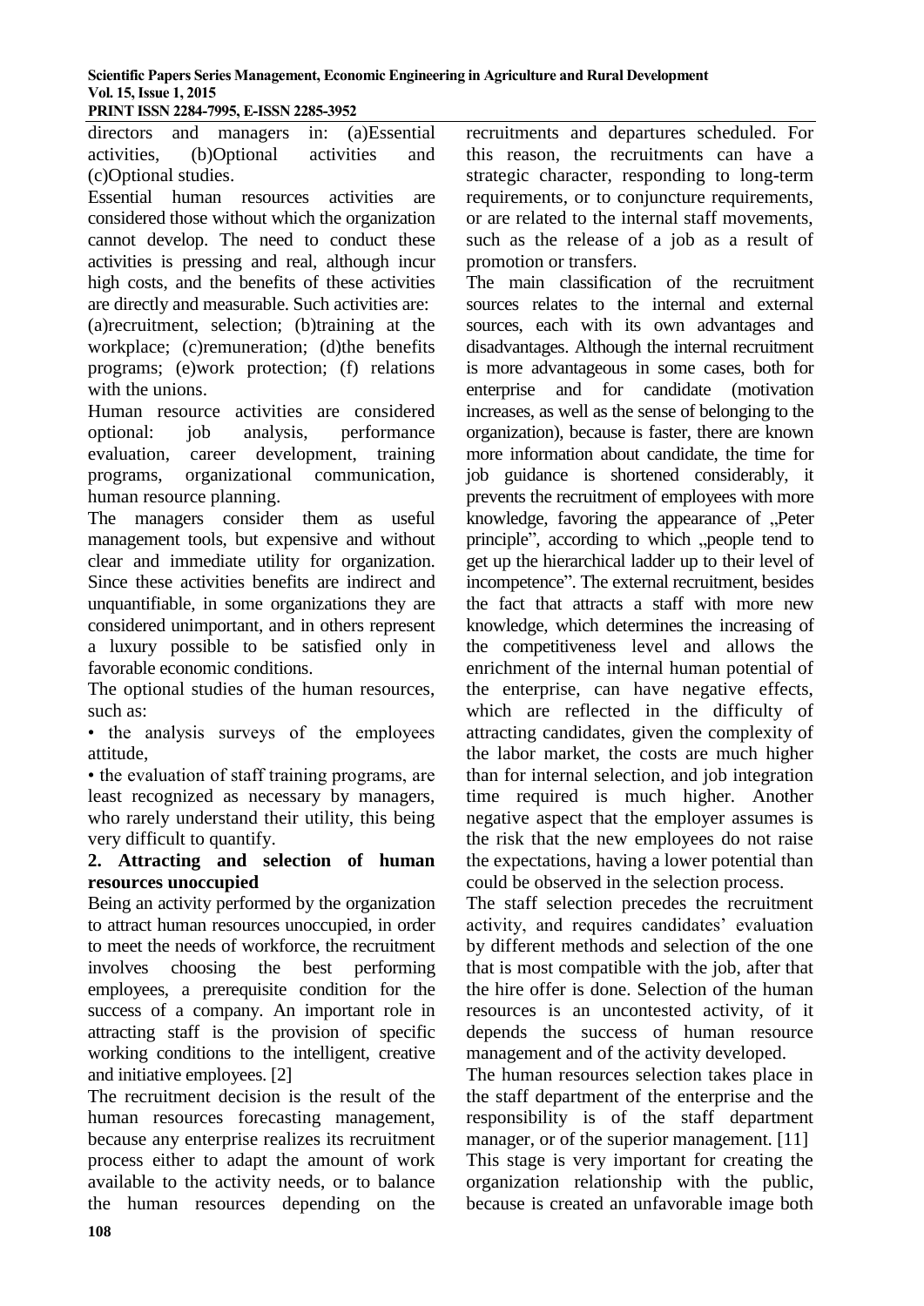directors and managers in: (a)Essential activities, (b)Optional activities and (c)Optional studies.

Essential human resources activities are considered those without which the organization cannot develop. The need to conduct these activities is pressing and real, although incur high costs, and the benefits of these activities are directly and measurable. Such activities are: (a)recruitment, selection; (b)training at the workplace; (c)remuneration; (d)the benefits programs; (e)work protection; (f) relations with the unions.

Human resource activities are considered optional: job analysis, performance evaluation, career development, training programs, organizational communication, human resource planning.

The managers consider them as useful management tools, but expensive and without clear and immediate utility for organization. Since these activities benefits are indirect and unquantifiable, in some organizations they are considered unimportant, and in others represent a luxury possible to be satisfied only in favorable economic conditions.

The optional studies of the human resources, such as:

- the analysis surveys of the employees attitude,
- the evaluation of staff training programs, are least recognized as necessary by managers, who rarely understand their utility, this being very difficult to quantify.

## 2. Attracting and selection of human resources unoccupied

Being an activity performed by the organization to attract human resources unoccupied, in order to meet the needs of workforce, the recruitment involves choosing the best performing employees, a prerequisite condition for the success of a company. An important role in attracting staff is the provision of specific working conditions to the intelligent, creative and initiative employees. [2]

The recruitment decision is the result of the human resources forecasting management, because any enterprise realizes its recruitment process either to adapt the amount of work available to the activity needs, or to balance the human resources depending on the recruitments and departures scheduled. For this reason, the recruitments can have a strategic character, responding to long-term requirements, or to conjuncture requirements, or are related to the internal staff movements, such as the release of a job as a result of promotion or transfers.

The main classification of the recruitment sources relates to the internal and external sources, each with its own advantages and disadvantages. Although the internal recruitment is more advantageous in some cases, both for enterprise and for candidate (motivation increases, as well as the sense of belonging to the organization), because is faster, there are known more information about candidate, the time for job guidance is shortened considerably, it prevents the recruitment of employees with more knowledge, favoring the appearance of „Peter principle", according to which „people tend to get up the hierarchical ladder up to their level of incompetence". The external recruitment, besides the fact that attracts a staff with more new knowledge, which determines the increasing of the competitiveness level and allows the enrichment of the internal human potential of the enterprise, can have negative effects, which are reflected in the difficulty of attracting candidates, given the complexity of the labor market, the costs are much higher than for internal selection, and job integration time required is much higher. Another negative aspect that the employer assumes is the risk that the new employees do not raise the expectations, having a lower potential than could be observed in the selection process.

The staff selection precedes the recruitment activity, and requires candidates' evaluation by different methods and selection of the one that is most compatible with the job, after that the hire offer is done. Selection of the human resources is an uncontested activity, of it depends the success of human resource management and of the activity developed.

The human resources selection takes place in the staff department of the enterprise and the responsibility is of the staff department manager, or of the superior management. [11]

This stage is very important for creating the organization relationship with the public, because is created an unfavorable image both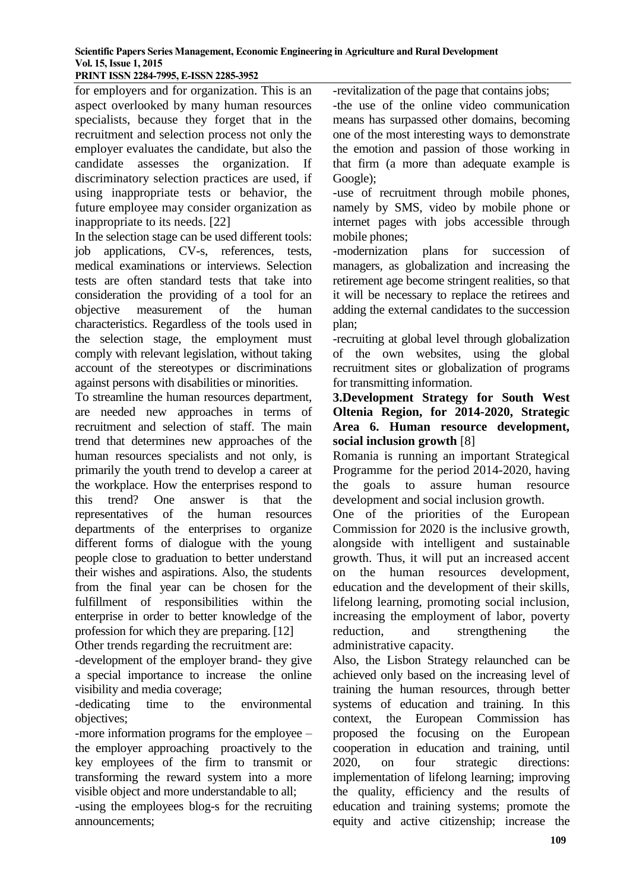for employers and for organization. This is an aspect overlooked by many human resources specialists, because they forget that in the recruitment and selection process not only the employer evaluates the candidate, but also the candidate assesses the organization. If discriminatory selection practices are used, if using inappropriate tests or behavior, the future employee may consider organization as inappropriate to its needs. [22]

In the selection stage can be used different tools: job applications, CV-s, references, tests, medical examinations or interviews. Selection tests are often standard tests that take into consideration the providing of a tool for an objective measurement of the human characteristics. Regardless of the tools used in the selection stage, the employment must comply with relevant legislation, without taking account of the stereotypes or discriminations against persons with disabilities or minorities.

To streamline the human resources department, are needed new approaches in terms of recruitment and selection of staff. The main trend that determines new approaches of the human resources specialists and not only, is primarily the youth trend to develop a career at the workplace. How the enterprises respond to this trend? One answer is that the representatives of the human resources departments of the enterprises to organize different forms of dialogue with the young people close to graduation to better understand their wishes and aspirations. Also, the students from the final year can be chosen for the fulfillment of responsibilities within the enterprise in order to better knowledge of the profession for which they are preparing. [12]

Other trends regarding the recruitment are:

-development of the employer brand- they give a special importance to increase the online visibility and media coverage;

-dedicating time to the environmental objectives;

-more information programs for the employee – the employer approaching proactively to the key employees of the firm to transmit or transforming the reward system into a more visible object and more understandable to all;

-using the employees blog-s for the recruiting announcements;

-revitalization of the page that contains jobs;

-the use of the online video communication means has surpassed other domains, becoming one of the most interesting ways to demonstrate the emotion and passion of those working in that firm (a more than adequate example is Google);

-use of recruitment through mobile phones, namely by SMS, video by mobile phone or internet pages with jobs accessible through mobile phones;

-modernization plans for succession of managers, as globalization and increasing the retirement age become stringent realities, so that it will be necessary to replace the retirees and adding the external candidates to the succession plan;

-recruiting at global level through globalization of the own websites, using the global recruitment sites or globalization of programs for transmitting information.

## 3.Development Strategy for South West Oltenia Region, for 2014-2020, Strategic Area 6. Human resource development, social inclusion growth [8]

Romania is running an important Strategical Programme for the period 2014-2020, having the goals to assure human resource development and social inclusion growth.

One of the priorities of the European Commission for 2020 is the inclusive growth, alongside with intelligent and sustainable growth. Thus, it will put an increased accent on the human resources development, education and the development of their skills, lifelong learning, promoting social inclusion, increasing the employment of labor, poverty reduction, and strengthening the administrative capacity.

Also, the Lisbon Strategy relaunched can be achieved only based on the increasing level of training the human resources, through better systems of education and training. In this context, the European Commission has proposed the focusing on the European cooperation in education and training, until 2020, on four strategic directions: implementation of lifelong learning; improving the quality, efficiency and the results of education and training systems; promote the equity and active citizenship; increase the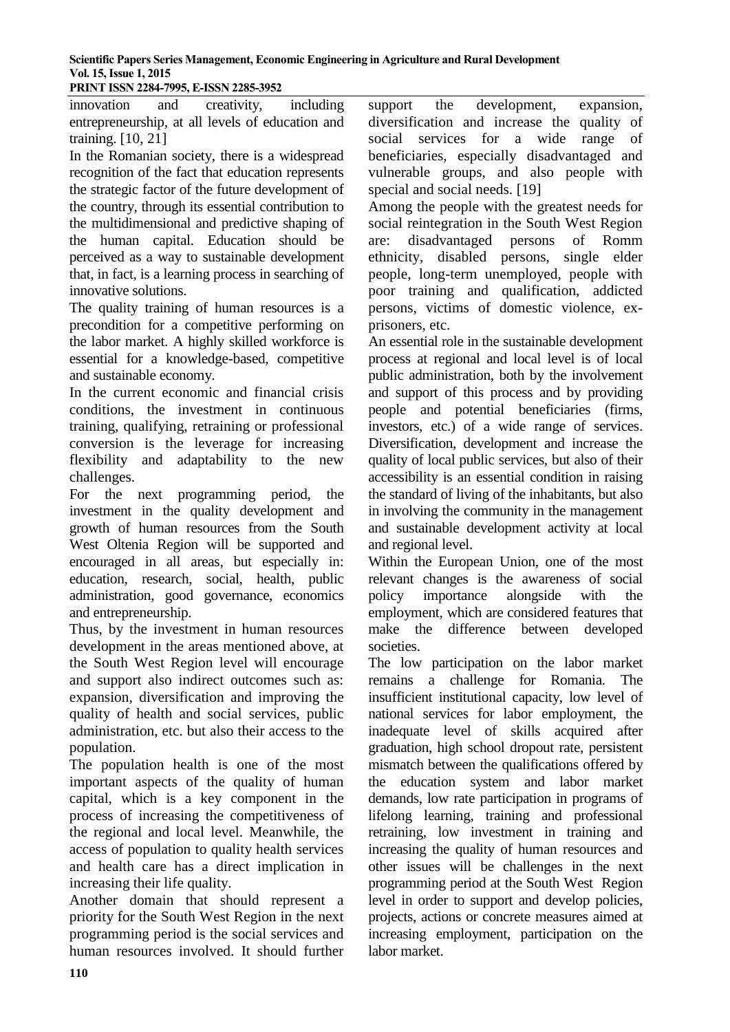innovation and creativity, including entrepreneurship, at all levels of education and training. [10, 21]

In the Romanian society, there is a widespread recognition of the fact that education represents the strategic factor of the future development of the country, through its essential contribution to the multidimensional and predictive shaping of the human capital. Education should be perceived as a way to sustainable development that, in fact, is a learning process in searching of innovative solutions.

The quality training of human resources is a precondition for a competitive performing on the labor market. A highly skilled workforce is essential for a knowledge-based, competitive and sustainable economy.

In the current economic and financial crisis conditions, the investment in continuous training, qualifying, retraining or professional conversion is the leverage for increasing flexibility and adaptability to the new challenges.

For the next programming period, the investment in the quality development and growth of human resources from the South West Oltenia Region will be supported and encouraged in all areas, but especially in: education, research, social, health, public administration, good governance, economics and entrepreneurship.

Thus, by the investment in human resources development in the areas mentioned above, at the South West Region level will encourage and support also indirect outcomes such as: expansion, diversification and improving the quality of health and social services, public administration, etc. but also their access to the population.

The population health is one of the most important aspects of the quality of human capital, which is a key component in the process of increasing the competitiveness of the regional and local level. Meanwhile, the access of population to quality health services and health care has a direct implication in increasing their life quality.

Another domain that should represent a priority for the South West Region in the next programming period is the social services and human resources involved. It should further support the development, expansion, diversification and increase the quality of social services for a wide range of beneficiaries, especially disadvantaged and vulnerable groups, and also people with special and social needs. [19]

Among the people with the greatest needs for social reintegration in the South West Region are: disadvantaged persons of Romm ethnicity, disabled persons, single elder people, long-term unemployed, people with poor training and qualification, addicted persons, victims of domestic violence, ex-prisoners, etc.

An essential role in the sustainable development process at regional and local level is of local public administration, both by the involvement and support of this process and by providing people and potential beneficiaries (firms, investors, etc.) of a wide range of services. Diversification, development and increase the quality of local public services, but also of their accessibility is an essential condition in raising the standard of living of the inhabitants, but also in involving the community in the management and sustainable development activity at local and regional level.

Within the European Union, one of the most relevant changes is the awareness of social policy importance alongside with the employment, which are considered features that make the difference between developed societies.

The low participation on the labor market remains a challenge for Romania. The insufficient institutional capacity, low level of national services for labor employment, the inadequate level of skills acquired after graduation, high school dropout rate, persistent mismatch between the qualifications offered by the education system and labor market demands, low rate participation in programs of lifelong learning, training and professional retraining, low investment in training and increasing the quality of human resources and other issues will be challenges in the next programming period at the South West Region level in order to support and develop policies, projects, actions or concrete measures aimed at increasing employment, participation on the labor market.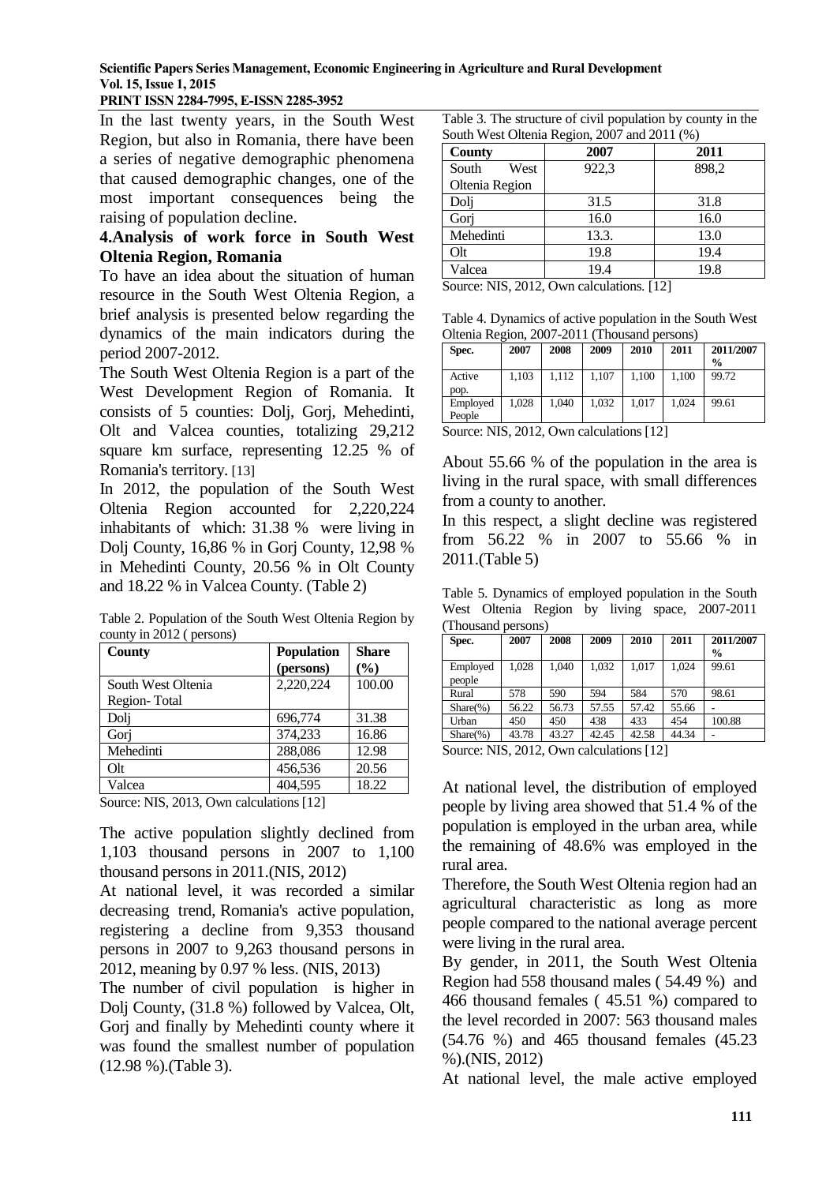In the last twenty years, in the South West Region, but also in Romania, there have been a series of negative demographic phenomena that caused demographic changes, one of the most important consequences being the raising of population decline.

## 4.Analysis of work force in South West Oltenia Region, Romania

To have an idea about the situation of human resource in the South West Oltenia Region, a brief analysis is presented below regarding the dynamics of the main indicators during the period 2007-2012.

The South West Oltenia Region is a part of the West Development Region of Romania. It consists of 5 counties: Dolj, Gorj, Mehedinti, Olt and Valcea counties, totalizing 29,212 square km surface, representing 12.25 % of Romania's territory. [13]

In 2012, the population of the South West Oltenia Region accounted for 2,220,224 inhabitants of which: 31.38 % were living in Dolj County, 16,86 % in Gorj County, 12,98 % in Mehedinti County, 20.56 % in Olt County and 18.22 % in Valcea County. (Table 2)

Table 2. Population of the South West Oltenia Region by county in 2012 ( persons)

| County | Population (persons) | Share (%) |
|---|---|---|
| South West Oltenia Region- Total | 2,220,224 | 100.00 |
| Dolj | 696,774 | 31.38 |
| Gorj | 374,233 | 16.86 |
| Mehedinti | 288,086 | 12.98 |
| Olt | 456,536 | 20.56 |
| Valcea | 404,595 | 18.22 |

Source: NIS, 2013, Own calculations [12]

The active population slightly declined from 1,103 thousand persons in 2007 to 1,100 thousand persons in 2011.(NIS, 2012)

At national level, it was recorded a similar decreasing trend, Romania's active population, registering a decline from 9,353 thousand persons in 2007 to 9,263 thousand persons in 2012, meaning by 0.97 % less. (NIS, 2013)

The number of civil population is higher in Dolj County, (31.8 %) followed by Valcea, Olt, Gorj and finally by Mehedinti county where it was found the smallest number of population (12.98 %).(Table 3).

Table 3. The structure of civil population by county in the South West Oltenia Region, 2007 and 2011 (%)

| County | 2007 | 2011 |
|---|---|---|
| South West Oltenia Region | 922,3 | 898,2 |
| Dolj | 31.5 | 31.8 |
| Gorj | 16.0 | 16.0 |
| Mehedinti | 13.3. | 13.0 |
| Olt | 19.8 | 19.4 |
| Valcea | 19.4 | 19.8 |

Source: NIS, 2012, Own calculations. [12]

Table 4. Dynamics of active population in the South West Oltenia Region, 2007-2011 (Thousand persons)

| Spec. | 2007 | 2008 | 2009 | 2010 | 2011 | 2011/2007 % |
|---|---|---|---|---|---|---|
| Active pop. | 1,103 | 1,112 | 1,107 | 1,100 | 1,100 | 99.72 |
| Employed People | 1,028 | 1,040 | 1,032 | 1,017 | 1,024 | 99.61 |

Source: NIS, 2012, Own calculations [12]

About 55.66 % of the population in the area is living in the rural space, with small differences from a county to another.

In this respect, a slight decline was registered from 56.22 % in 2007 to 55.66 % in 2011.(Table 5)

Table 5. Dynamics of employed population in the South West Oltenia Region by living space, 2007-2011 (Thousand persons)

| Spec. | 2007 | 2008 | 2009 | 2010 | 2011 | 2011/2007 % |
|---|---|---|---|---|---|---|
| Employed people | 1,028 | 1,040 | 1,032 | 1,017 | 1,024 | 99.61 |
| Rural | 578 | 590 | 594 | 584 | 570 | 98.61 |
| Share(%) | 56.22 | 56.73 | 57.55 | 57.42 | 55.66 | - |
| Urban | 450 | 450 | 438 | 433 | 454 | 100.88 |
| Share(%) | 43.78 | 43.27 | 42.45 | 42.58 | 44.34 | - |

Source: NIS, 2012, Own calculations [12]

At national level, the distribution of employed people by living area showed that 51.4 % of the population is employed in the urban area, while the remaining of 48.6% was employed in the rural area.

Therefore, the South West Oltenia region had an agricultural characteristic as long as more people compared to the national average percent were living in the rural area.

By gender, in 2011, the South West Oltenia Region had 558 thousand males ( 54.49 %) and 466 thousand females ( 45.51 %) compared to the level recorded in 2007: 563 thousand males (54.76 %) and 465 thousand females (45.23 %).(NIS, 2012)

At national level, the male active employed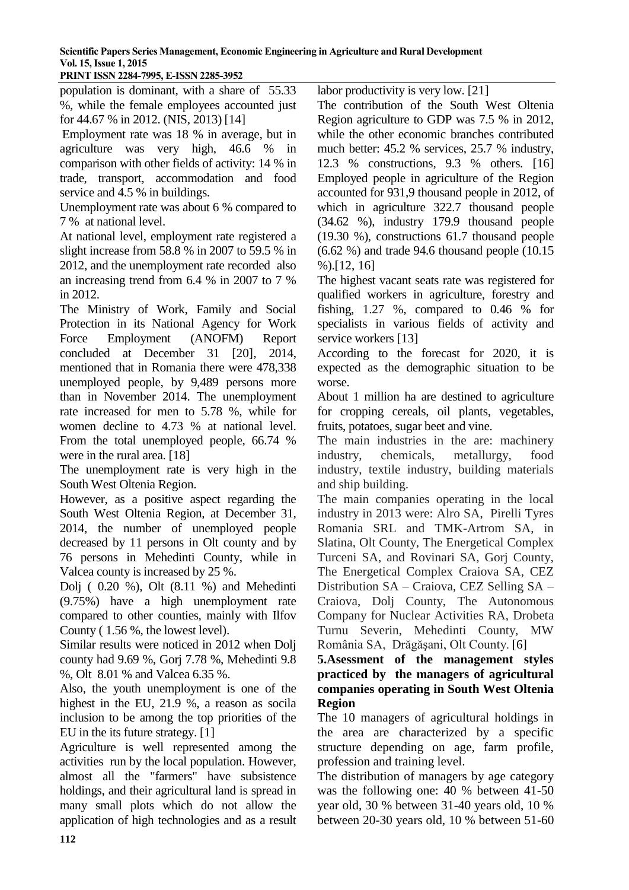population is dominant, with a share of 55.33 %, while the female employees accounted just for 44.67 % in 2012. (NIS, 2013) [14]

Employment rate was 18 % in average, but in agriculture was very high, 46.6 % in comparison with other fields of activity: 14 % in trade, transport, accommodation and food service and 4.5 % in buildings.

Unemployment rate was about 6 % compared to 7 % at national level.

At national level, employment rate registered a slight increase from 58.8 % in 2007 to 59.5 % in 2012, and the unemployment rate recorded also an increasing trend from 6.4 % in 2007 to 7 % in 2012.

The Ministry of Work, Family and Social Protection in its National Agency for Work Force Employment (ANOFM) Report concluded at December 31 [20], 2014, mentioned that in Romania there were 478,338 unemployed people, by 9,489 persons more than in November 2014. The unemployment rate increased for men to 5.78 %, while for women decline to 4.73 % at national level. From the total unemployed people, 66.74 % were in the rural area. [18]

The unemployment rate is very high in the South West Oltenia Region.

However, as a positive aspect regarding the South West Oltenia Region, at December 31, 2014, the number of unemployed people decreased by 11 persons in Olt county and by 76 persons in Mehedinti County, while in Valcea county is increased by 25 %.

Dolj ( 0.20 %), Olt (8.11 %) and Mehedinti (9.75%) have a high unemployment rate compared to other counties, mainly with Ilfov County ( 1.56 %, the lowest level).

Similar results were noticed in 2012 when Dolj county had 9.69 %, Gorj 7.78 %, Mehedinti 9.8 %, Olt 8.01 % and Valcea 6.35 %.

Also, the youth unemployment is one of the highest in the EU, 21.9 %, a reason as socila inclusion to be among the top priorities of the EU in the its future strategy. [1]

Agriculture is well represented among the activities run by the local population. However, almost all the "farmers" have subsistence holdings, and their agricultural land is spread in many small plots which do not allow the application of high technologies and as a result labor productivity is very low. [21]

The contribution of the South West Oltenia Region agriculture to GDP was 7.5 % in 2012, while the other economic branches contributed much better: 45.2 % services, 25.7 % industry, 12.3 % constructions, 9.3 % others. [16]

Employed people in agriculture of the Region accounted for 931,9 thousand people in 2012, of which in agriculture 322.7 thousand people (34.62 %), industry 179.9 thousand people (19.30 %), constructions 61.7 thousand people (6.62 %) and trade 94.6 thousand people (10.15 %).[12, 16]

The highest vacant seats rate was registered for qualified workers in agriculture, forestry and fishing, 1.27 %, compared to 0.46 % for specialists in various fields of activity and service workers [13]

According to the forecast for 2020, it is expected as the demographic situation to be worse.

About 1 million ha are destined to agriculture for cropping cereals, oil plants, vegetables, fruits, potatoes, sugar beet and vine.

The main industries in the are: machinery industry, chemicals, metallurgy, food industry, textile industry, building materials and ship building.

The main companies operating in the local industry in 2013 were: Alro SA, Pirelli Tyres Romania SRL and TMK-Artrom SA, in Slatina, Olt County, The Energetical Complex Turceni SA, and Rovinari SA, Gorj County, The Energetical Complex Craiova SA, CEZ Distribution SA – Craiova, CEZ Selling SA – Craiova, Dolj County, The Autonomous Company for Nuclear Activities RA, Drobeta Turnu Severin, Mehedinti County, MW România SA, Drăgăşani, Olt County. [6]

## 5.Asessment of the management styles practiced by the managers of agricultural companies operating in South West Oltenia Region

The 10 managers of agricultural holdings in the area are characterized by a specific structure depending on age, farm profile, profession and training level.

The distribution of managers by age category was the following one: 40 % between 41-50 year old, 30 % between 31-40 years old, 10 % between 20-30 years old, 10 % between 51-60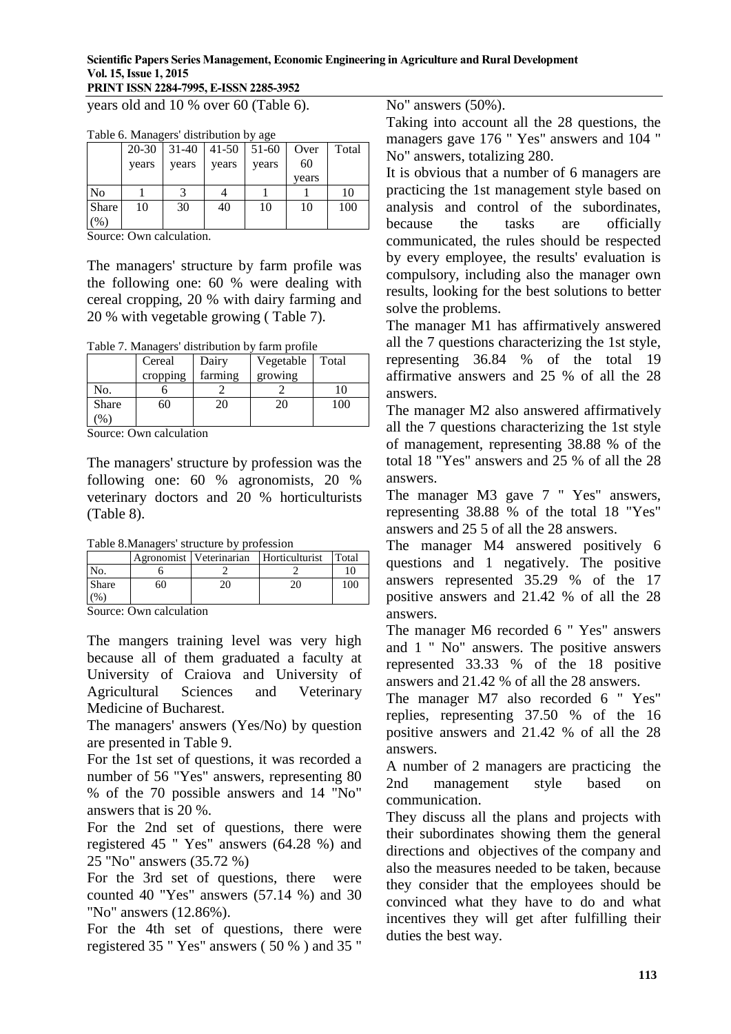years old and 10 % over 60 (Table 6).

Table 6. Managers' distribution by age

| | 20-30 years | 31-40 years | 41-50 years | 51-60 years | Over 60 years | Total |
|---|---|---|---|---|---|---|
| No | 1 | 3 | 4 | 1 | 1 | 10 |
| Share (%) | 10 | 30 | 40 | 10 | 10 | 100 |

Source: Own calculation.

The managers' structure by farm profile was the following one: 60 % were dealing with cereal cropping, 20 % with dairy farming and 20 % with vegetable growing ( Table 7).

Table 7. Managers' distribution by farm profile

| | Cereal cropping | Dairy farming | Vegetable growing | Total |
|---|---|---|---|---|
| No. | 6 | 2 | 2 | 10 |
| Share (%) | 60 | 20 | 20 | 100 |

Source: Own calculation

The managers' structure by profession was the following one: 60 % agronomists, 20 % veterinary doctors and 20 % horticulturists (Table 8).

Table 8.Managers' structure by profession

| | Agronomist | Veterinarian | Horticulturist | Total |
|---|---|---|---|---|
| No. | 6 | 2 | 2 | 10 |
| Share (%) | 60 | 20 | 20 | 100 |

Source: Own calculation

The mangers training level was very high because all of them graduated a faculty at University of Craiova and University of Agricultural Sciences and Veterinary Medicine of Bucharest.

The managers' answers (Yes/No) by question are presented in Table 9.

For the 1st set of questions, it was recorded a number of 56 "Yes" answers, representing 80 % of the 70 possible answers and 14 "No" answers that is 20 %.

For the 2nd set of questions, there were registered 45 " Yes" answers (64.28 %) and 25 "No" answers (35.72 %)

For the 3rd set of questions, there were counted 40 "Yes" answers (57.14 %) and 30 "No" answers (12.86%).

For the 4th set of questions, there were registered 35 " Yes" answers ( 50 % ) and 35 " No" answers (50%).

Taking into account all the 28 questions, the managers gave 176 " Yes" answers and 104 " No" answers, totalizing 280.

It is obvious that a number of 6 managers are practicing the 1st management style based on analysis and control of the subordinates, because the tasks are officially communicated, the rules should be respected by every employee, the results' evaluation is compulsory, including also the manager own results, looking for the best solutions to better solve the problems.

The manager M1 has affirmatively answered all the 7 questions characterizing the 1st style, representing 36.84 % of the total 19 affirmative answers and 25 % of all the 28 answers.

The manager M2 also answered affirmatively all the 7 questions characterizing the 1st style of management, representing 38.88 % of the total 18 "Yes" answers and 25 % of all the 28 answers.

The manager M3 gave 7 " Yes" answers, representing 38.88 % of the total 18 "Yes" answers and 25 5 of all the 28 answers.

The manager M4 answered positively 6 questions and 1 negatively. The positive answers represented 35.29 % of the 17 positive answers and 21.42 % of all the 28 answers.

The manager M6 recorded 6 " Yes" answers and 1 " No" answers. The positive answers represented 33.33 % of the 18 positive answers and 21.42 % of all the 28 answers.

The manager M7 also recorded 6 " Yes" replies, representing 37.50 % of the 16 positive answers and 21.42 % of all the 28 answers.

A number of 2 managers are practicing the 2nd management style based on communication.

They discuss all the plans and projects with their subordinates showing them the general directions and objectives of the company and also the measures needed to be taken, because they consider that the employees should be convinced what they have to do and what incentives they will get after fulfilling their duties the best way.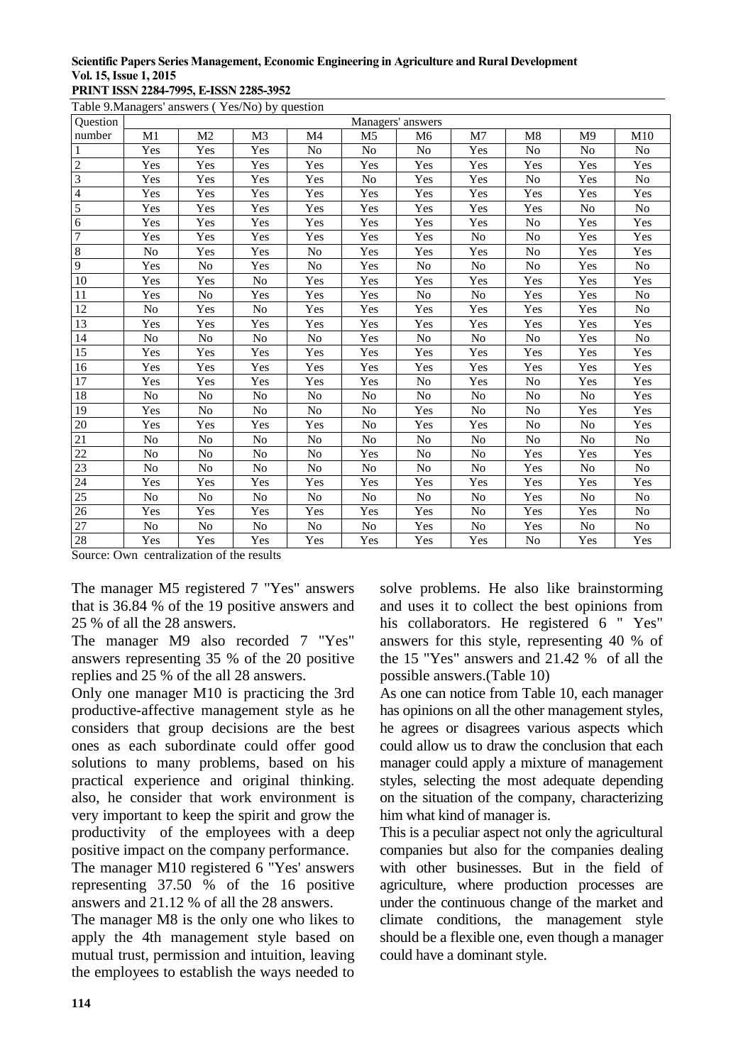Table 9.Managers' answers ( Yes/No) by question

| Question number | Managers' answers | | | | | | | | | |
|---|---|---|---|---|---|---|---|---|---|---|
| | M1 | M2 | M3 | M4 | M5 | M6 | M7 | M8 | M9 | M10 |
| 1 | Yes | Yes | Yes | No | No | No | Yes | No | No | No |
| 2 | Yes | Yes | Yes | Yes | Yes | Yes | Yes | Yes | Yes | Yes |
| 3 | Yes | Yes | Yes | Yes | No | Yes | Yes | No | Yes | No |
| 4 | Yes | Yes | Yes | Yes | Yes | Yes | Yes | Yes | Yes | Yes |
| 5 | Yes | Yes | Yes | Yes | Yes | Yes | Yes | Yes | No | No |
| 6 | Yes | Yes | Yes | Yes | Yes | Yes | Yes | No | Yes | Yes |
| 7 | Yes | Yes | Yes | Yes | Yes | Yes | No | No | Yes | Yes |
| 8 | No | Yes | Yes | No | Yes | Yes | Yes | No | Yes | Yes |
| 9 | Yes | No | Yes | No | Yes | No | No | No | Yes | No |
| 10 | Yes | Yes | No | Yes | Yes | Yes | Yes | Yes | Yes | Yes |
| 11 | Yes | No | Yes | Yes | Yes | No | No | Yes | Yes | No |
| 12 | No | Yes | No | Yes | Yes | Yes | Yes | Yes | Yes | No |
| 13 | Yes | Yes | Yes | Yes | Yes | Yes | Yes | Yes | Yes | Yes |
| 14 | No | No | No | No | Yes | No | No | No | Yes | No |
| 15 | Yes | Yes | Yes | Yes | Yes | Yes | Yes | Yes | Yes | Yes |
| 16 | Yes | Yes | Yes | Yes | Yes | Yes | Yes | Yes | Yes | Yes |
| 17 | Yes | Yes | Yes | Yes | Yes | No | Yes | No | Yes | Yes |
| 18 | No | No | No | No | No | No | No | No | No | Yes |
| 19 | Yes | No | No | No | No | Yes | No | No | Yes | Yes |
| 20 | Yes | Yes | Yes | Yes | No | Yes | Yes | No | No | Yes |
| 21 | No | No | No | No | No | No | No | No | No | No |
| 22 | No | No | No | No | Yes | No | No | Yes | Yes | Yes |
| 23 | No | No | No | No | No | No | No | Yes | No | No |
| 24 | Yes | Yes | Yes | Yes | Yes | Yes | Yes | Yes | Yes | Yes |
| 25 | No | No | No | No | No | No | No | Yes | No | No |
| 26 | Yes | Yes | Yes | Yes | Yes | Yes | No | Yes | Yes | No |
| 27 | No | No | No | No | No | Yes | No | Yes | No | No |
| 28 | Yes | Yes | Yes | Yes | Yes | Yes | Yes | No | Yes | Yes |

Source: Own centralization of the results

The manager M5 registered 7 "Yes" answers that is 36.84 % of the 19 positive answers and 25 % of all the 28 answers.

The manager M9 also recorded 7 "Yes" answers representing 35 % of the 20 positive replies and 25 % of the all 28 answers.

Only one manager M10 is practicing the 3rd productive-affective management style as he considers that group decisions are the best ones as each subordinate could offer good solutions to many problems, based on his practical experience and original thinking. also, he consider that work environment is very important to keep the spirit and grow the productivity of the employees with a deep positive impact on the company performance.

The manager M10 registered 6 "Yes' answers representing 37.50 % of the 16 positive answers and 21.12 % of all the 28 answers.

The manager M8 is the only one who likes to apply the 4th management style based on mutual trust, permission and intuition, leaving the employees to establish the ways needed to solve problems. He also like brainstorming and uses it to collect the best opinions from his collaborators. He registered 6 " Yes" answers for this style, representing 40 % of the 15 "Yes" answers and 21.42 % of all the possible answers.(Table 10)

As one can notice from Table 10, each manager has opinions on all the other management styles, he agrees or disagrees various aspects which could allow us to draw the conclusion that each manager could apply a mixture of management styles, selecting the most adequate depending on the situation of the company, characterizing him what kind of manager is.

This is a peculiar aspect not only the agricultural companies but also for the companies dealing with other businesses. But in the field of agriculture, where production processes are under the continuous change of the market and climate conditions, the management style should be a flexible one, even though a manager could have a dominant style.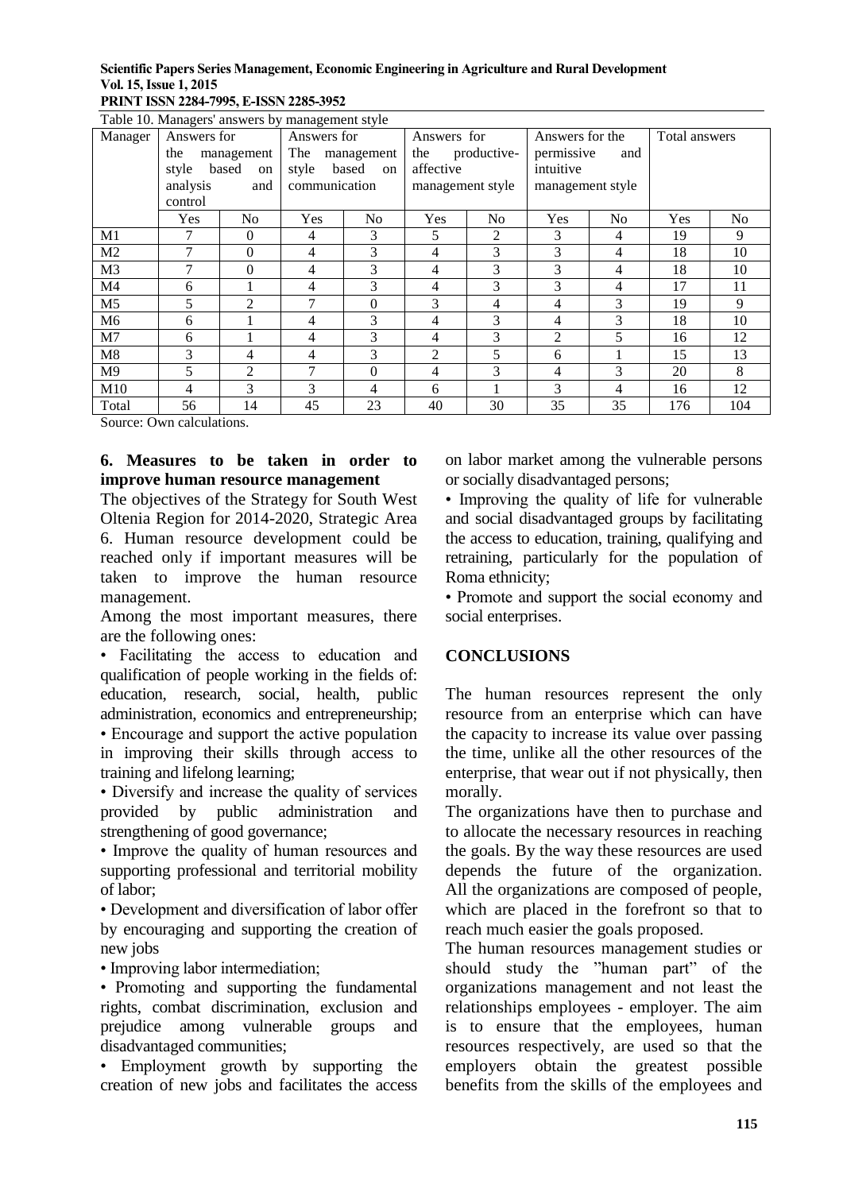Table 10. Managers' answers by management style

| Manager | Answers for the management style based on analysis and control | | Answers for The management style based on communication | | Answers for the productive-affective management style | | Answers for the permissive and intuitive management style | | Total answers | |
|---|---|---|---|---|---|---|---|---|---|---|
| | Yes | No | Yes | No | Yes | No | Yes | No | Yes | No |
| M1 | 7 | 0 | 4 | 3 | 5 | 2 | 3 | 4 | 19 | 9 |
| M2 | 7 | 0 | 4 | 3 | 4 | 3 | 3 | 4 | 18 | 10 |
| M3 | 7 | 0 | 4 | 3 | 4 | 3 | 3 | 4 | 18 | 10 |
| M4 | 6 | 1 | 4 | 3 | 4 | 3 | 3 | 4 | 17 | 11 |
| M5 | 5 | 2 | 7 | 0 | 3 | 4 | 4 | 3 | 19 | 9 |
| M6 | 6 | 1 | 4 | 3 | 4 | 3 | 4 | 3 | 18 | 10 |
| M7 | 6 | 1 | 4 | 3 | 4 | 3 | 2 | 5 | 16 | 12 |
| M8 | 3 | 4 | 4 | 3 | 2 | 5 | 6 | 1 | 15 | 13 |
| M9 | 5 | 2 | 7 | 0 | 4 | 3 | 4 | 3 | 20 | 8 |
| M10 | 4 | 3 | 3 | 4 | 6 | 1 | 3 | 4 | 16 | 12 |
| Total | 56 | 14 | 45 | 23 | 40 | 30 | 35 | 35 | 176 | 104 |

Source: Own calculations.

## 6. Measures to be taken in order to improve human resource management

The objectives of the Strategy for South West Oltenia Region for 2014-2020, Strategic Area 6. Human resource development could be reached only if important measures will be taken to improve the human resource management.

Among the most important measures, there are the following ones:

• Facilitating the access to education and qualification of people working in the fields of: education, research, social, health, public administration, economics and entrepreneurship;

• Encourage and support the active population in improving their skills through access to training and lifelong learning;

• Diversify and increase the quality of services provided by public administration and strengthening of good governance;

• Improve the quality of human resources and supporting professional and territorial mobility of labor;

• Development and diversification of labor offer by encouraging and supporting the creation of new jobs

• Improving labor intermediation;

• Promoting and supporting the fundamental rights, combat discrimination, exclusion and prejudice among vulnerable groups and disadvantaged communities;

• Employment growth by supporting the creation of new jobs and facilitates the access on labor market among the vulnerable persons or socially disadvantaged persons;

• Improving the quality of life for vulnerable and social disadvantaged groups by facilitating the access to education, training, qualifying and retraining, particularly for the population of Roma ethnicity;

• Promote and support the social economy and social enterprises.

## CONCLUSIONS

The human resources represent the only resource from an enterprise which can have the capacity to increase its value over passing the time, unlike all the other resources of the enterprise, that wear out if not physically, then morally.

The organizations have then to purchase and to allocate the necessary resources in reaching the goals. By the way these resources are used depends the future of the organization. All the organizations are composed of people, which are placed in the forefront so that to reach much easier the goals proposed.

The human resources management studies or should study the "human part" of the organizations management and not least the relationships employees - employer. The aim is to ensure that the employees, human resources respectively, are used so that the employers obtain the greatest possible benefits from the skills of the employees and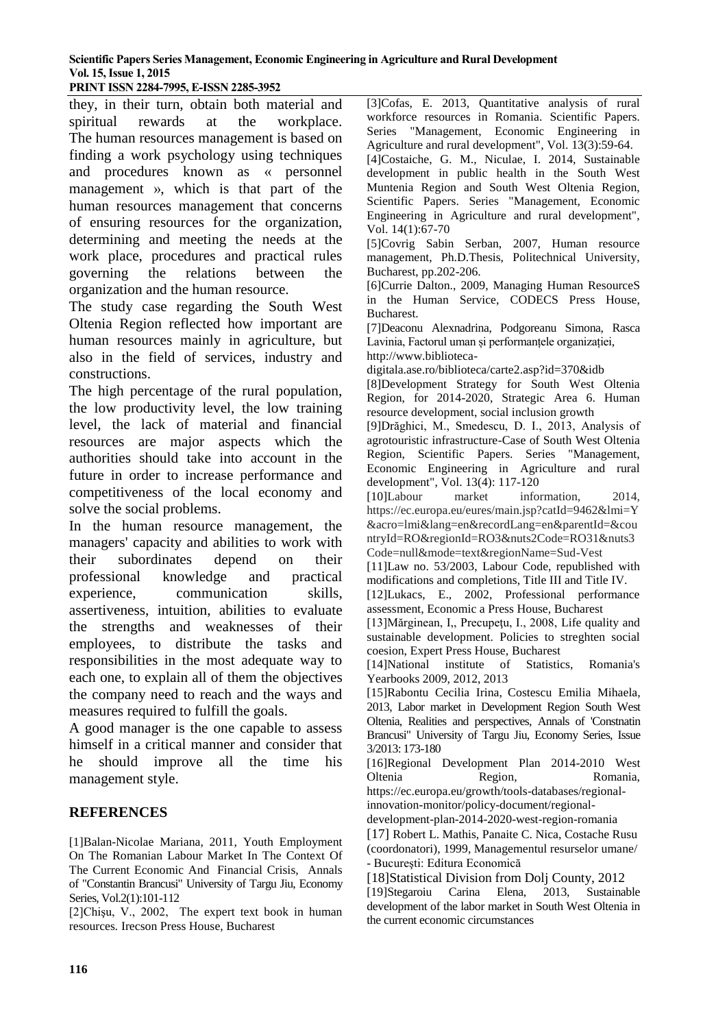they, in their turn, obtain both material and spiritual rewards at the workplace. The human resources management is based on finding a work psychology using techniques and procedures known as « personnel management », which is that part of the human resources management that concerns of ensuring resources for the organization, determining and meeting the needs at the work place, procedures and practical rules governing the relations between the organization and the human resource.

The study case regarding the South West Oltenia Region reflected how important are human resources mainly in agriculture, but also in the field of services, industry and constructions.

The high percentage of the rural population, the low productivity level, the low training level, the lack of material and financial resources are major aspects which the authorities should take into account in the future in order to increase performance and competitiveness of the local economy and solve the social problems.

In the human resource management, the managers' capacity and abilities to work with their subordinates depend on their professional knowledge and practical experience, communication skills, assertiveness, intuition, abilities to evaluate the strengths and weaknesses of their employees, to distribute the tasks and responsibilities in the most adequate way to each one, to explain all of them the objectives the company need to reach and the ways and measures required to fulfill the goals.

A good manager is the one capable to assess himself in a critical manner and consider that he should improve all the time his management style.

## REFERENCES

[1]Balan-Nicolae Mariana, 2011, Youth Employment On The Romanian Labour Market In The Context Of The Current Economic And Financial Crisis, Annals of "Constantin Brancusi" University of Targu Jiu, Economy Series, Vol.2(1):101-112

[2]Chişu, V., 2002, The expert text book in human resources. Irecson Press House, Bucharest

[3]Cofas, E. 2013, Quantitative analysis of rural workforce resources in Romania. Scientific Papers. Series "Management, Economic Engineering in Agriculture and rural development", Vol. 13(3):59-64.

[4]Costaiche, G. M., Niculae, I. 2014, Sustainable development in public health in the South West Muntenia Region and South West Oltenia Region, Scientific Papers. Series "Management, Economic Engineering in Agriculture and rural development", Vol. 14(1):67-70

[5]Covrig Sabin Serban, 2007, Human resource management, Ph.D.Thesis, Politechnical University, Bucharest, pp.202-206.

[6]Currie Dalton., 2009, Managing Human ResourceS in the Human Service, CODECS Press House, Bucharest.

[7]Deaconu Alexnadrina, Podgoreanu Simona, Rasca Lavinia, Factorul uman și performanțele organizației, http://www.biblioteca-digitala.ase.ro/biblioteca/carte2.asp?id=370&idb

[8]Development Strategy for South West Oltenia Region, for 2014-2020, Strategic Area 6. Human resource development, social inclusion growth

[9]Drăghici, M., Smedescu, D. I., 2013, Analysis of agrotouristic infrastructure-Case of South West Oltenia Region, Scientific Papers. Series "Management, Economic Engineering in Agriculture and rural development", Vol. 13(4): 117-120

[10]Labour market information, 2014, https://ec.europa.eu/eures/main.jsp?catId=9462&lmi=Y&acro=lmi&lang=en&recordLang=en&parentId=&countryId=RO&regionId=RO3&nuts2Code=RO31&nuts3Code=null&mode=text&regionName=Sud-Vest

[11]Law no. 53/2003, Labour Code, republished with modifications and completions, Title III and Title IV.

[12]Lukacs, E., 2002, Professional performance assessment, Economic a Press House, Bucharest

[13]Mărginean, I,, Precupețu, I., 2008, Life quality and sustainable development. Policies to streghten social coesion, Expert Press House, Bucharest

[14]National institute of Statistics, Romania's Yearbooks 2009, 2012, 2013

[15]Rabontu Cecilia Irina, Costescu Emilia Mihaela, 2013, Labor market in Development Region South West Oltenia, Realities and perspectives, Annals of 'Constnatin Brancusi" University of Targu Jiu, Economy Series, Issue 3/2013: 173-180

[16]Regional Development Plan 2014-2010 West Oltenia Region, Romania, https://ec.europa.eu/growth/tools-databases/regional-innovation-monitor/policy-document/regional-development-plan-2014-2020-west-region-romania

[17] Robert L. Mathis, Panaite C. Nica, Costache Rusu (coordonatori), 1999, Managementul resurselor umane/ - Bucureşti: Editura Economică

[18]Statistical Division from Dolj County, 2012

[19]Stegaroiu Carina Elena, 2013, Sustainable development of the labor market in South West Oltenia in the current economic circumstances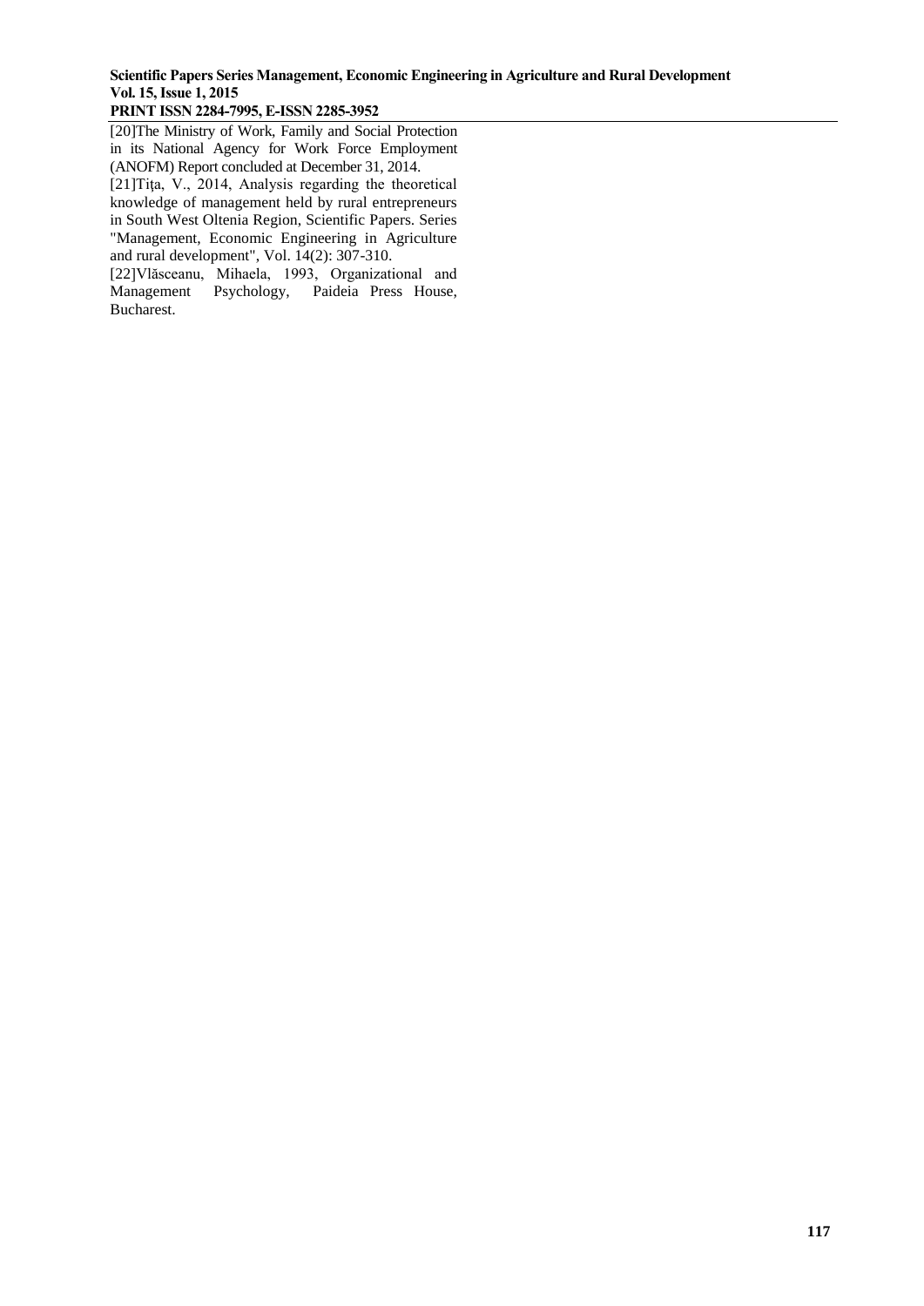[20]The Ministry of Work, Family and Social Protection in its National Agency for Work Force Employment (ANOFM) Report concluded at December 31, 2014.

[21]Tiţa, V., 2014, Analysis regarding the theoretical knowledge of management held by rural entrepreneurs in South West Oltenia Region, Scientific Papers. Series "Management, Economic Engineering in Agriculture and rural development", Vol. 14(2): 307-310.

[22]Vlăsceanu, Mihaela, 1993, Organizational and Management Psychology, Paideia Press House, Bucharest.